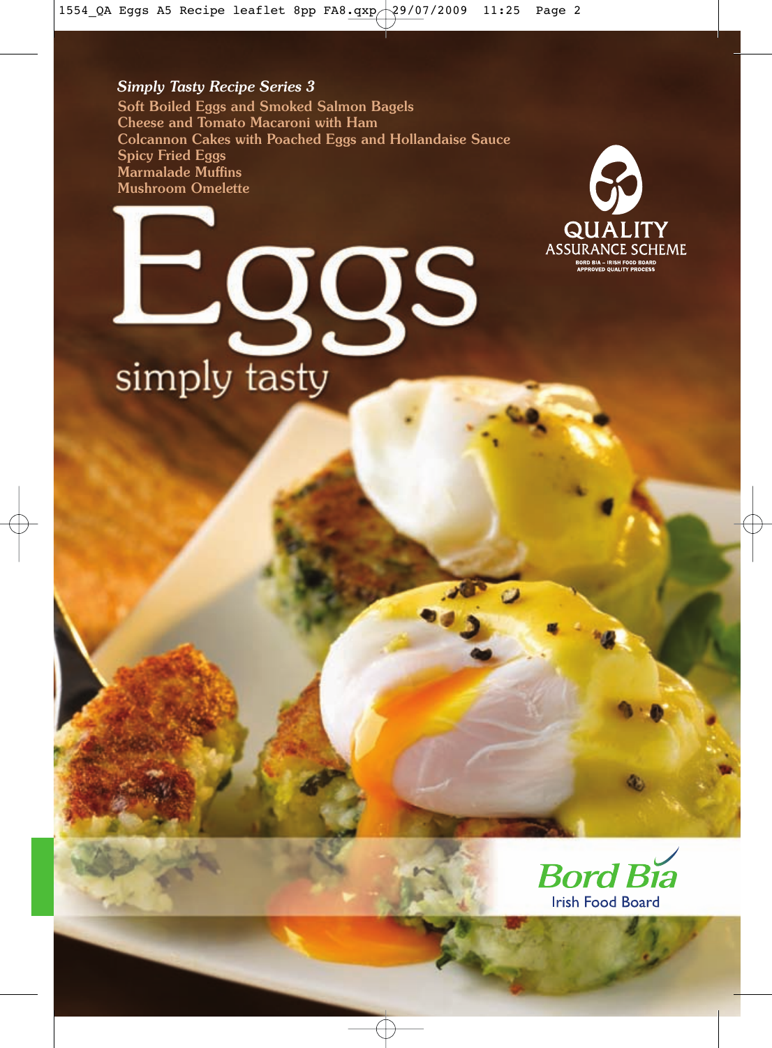*Simply Tasty Recipe Series 3*

Soft Boiled Eggs and Smoked Salmon Bagels
Cheese and Tomato Macaroni with Ham
Colcannon Cakes with Poached Eggs and Hollandaise Sauce
Spicy Fried Eggs
Marmalade Muffins
Mushroom Omelette

# Eggs

simply tasty

QUALITY ASSURANCE SCHEME
BORD BIA – IRISH FOOD BOARD APPROVED QUALITY PROCESS

Bord Bia
Irish Food Board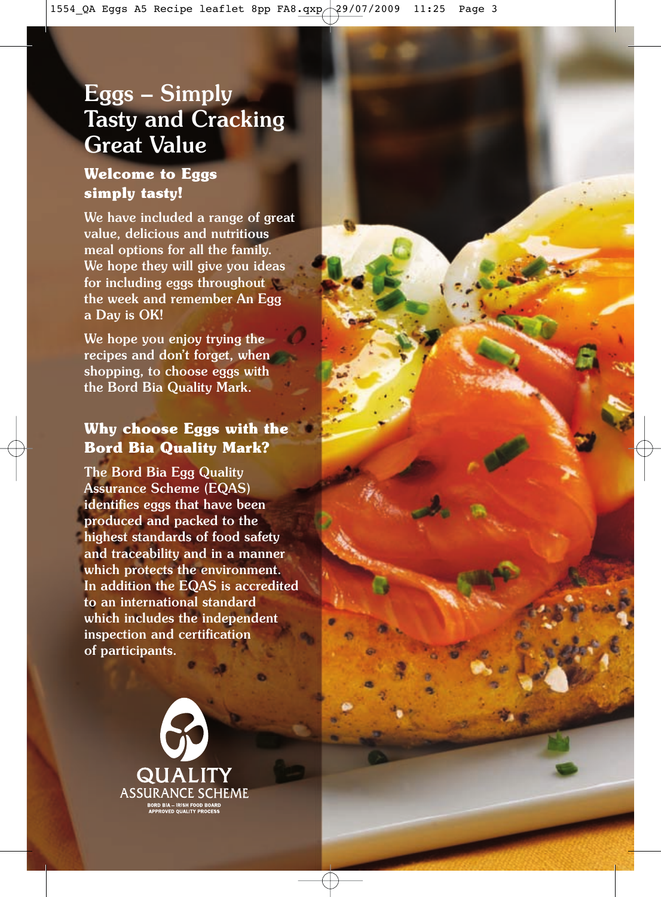# Eggs – Simply Tasty and Cracking Great Value

## Welcome to Eggs simply tasty!

We have included a range of great value, delicious and nutritious meal options for all the family. We hope they will give you ideas for including eggs throughout the week and remember An Egg a Day is OK!

We hope you enjoy trying the recipes and don't forget, when shopping, to choose eggs with the Bord Bia Quality Mark.

## Why choose Eggs with the Bord Bia Quality Mark?

The Bord Bia Egg Quality Assurance Scheme (EQAS) identifies eggs that have been produced and packed to the highest standards of food safety and traceability and in a manner which protects the environment. In addition the EQAS is accredited to an international standard which includes the independent inspection and certification of participants.

QUALITY ASSURANCE SCHEME
BORD BIA – IRISH FOOD BOARD APPROVED QUALITY PROCESS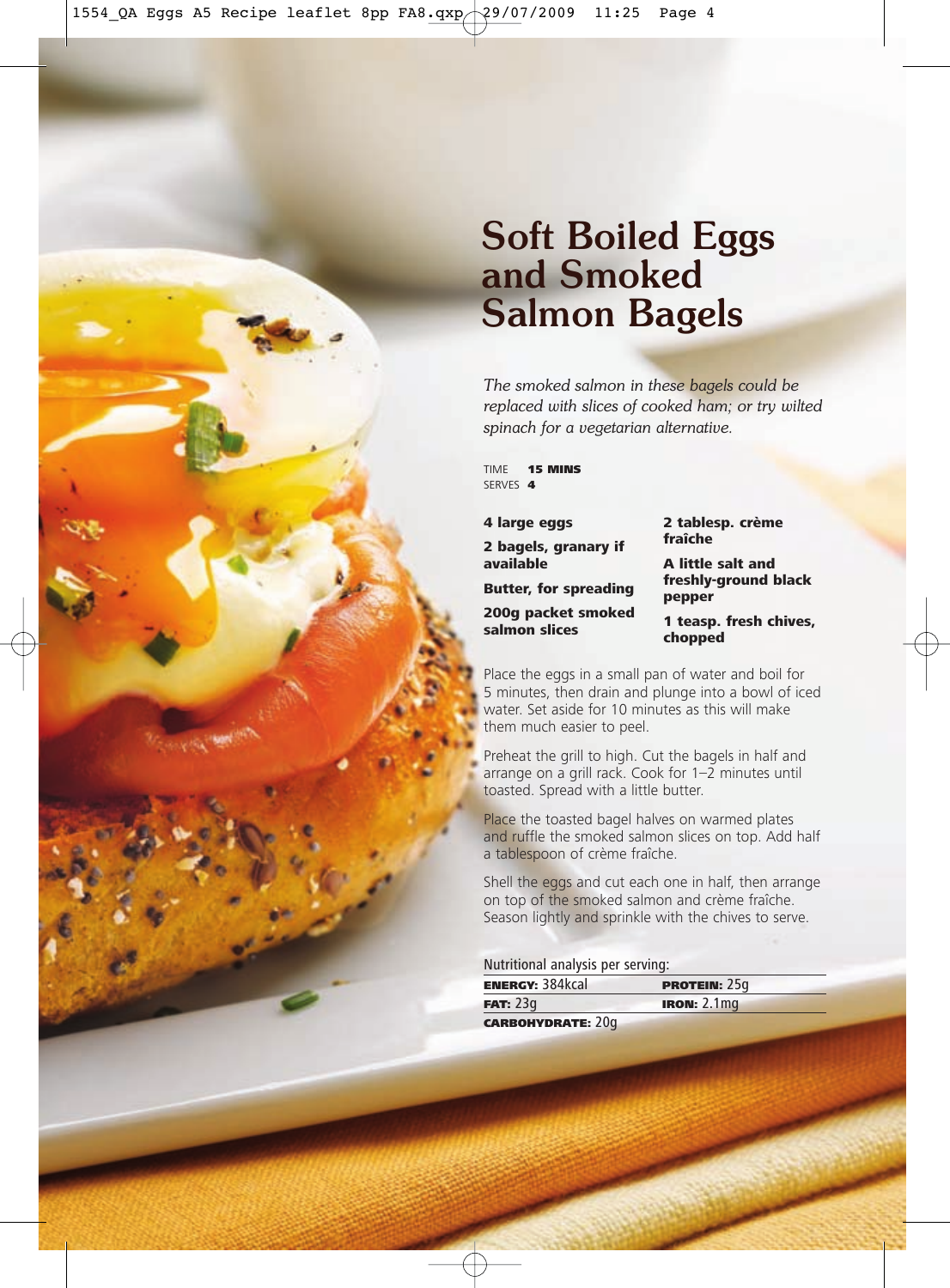# Soft Boiled Eggs and Smoked Salmon Bagels

*The smoked salmon in these bagels could be replaced with slices of cooked ham; or try wilted spinach for a vegetarian alternative.*

TIME **15 MINS**
SERVES **4**

**4 large eggs**

**2 bagels, granary if available**

**Butter, for spreading**

**200g packet smoked salmon slices**

**2 tablesp. crème fraîche**

**A little salt and freshly-ground black pepper**

**1 teasp. fresh chives, chopped**

Place the eggs in a small pan of water and boil for 5 minutes, then drain and plunge into a bowl of iced water. Set aside for 10 minutes as this will make them much easier to peel.

Preheat the grill to high. Cut the bagels in half and arrange on a grill rack. Cook for 1–2 minutes until toasted. Spread with a little butter.

Place the toasted bagel halves on warmed plates and ruffle the smoked salmon slices on top. Add half a tablespoon of crème fraîche.

Shell the eggs and cut each one in half, then arrange on top of the smoked salmon and crème fraîche. Season lightly and sprinkle with the chives to serve.

Nutritional analysis per serving:

| | |
|---|---|
| **ENERGY:** 384kcal | **PROTEIN:** 25g |
| **FAT:** 23g | **IRON:** 2.1mg |
| **CARBOHYDRATE:** 20g | |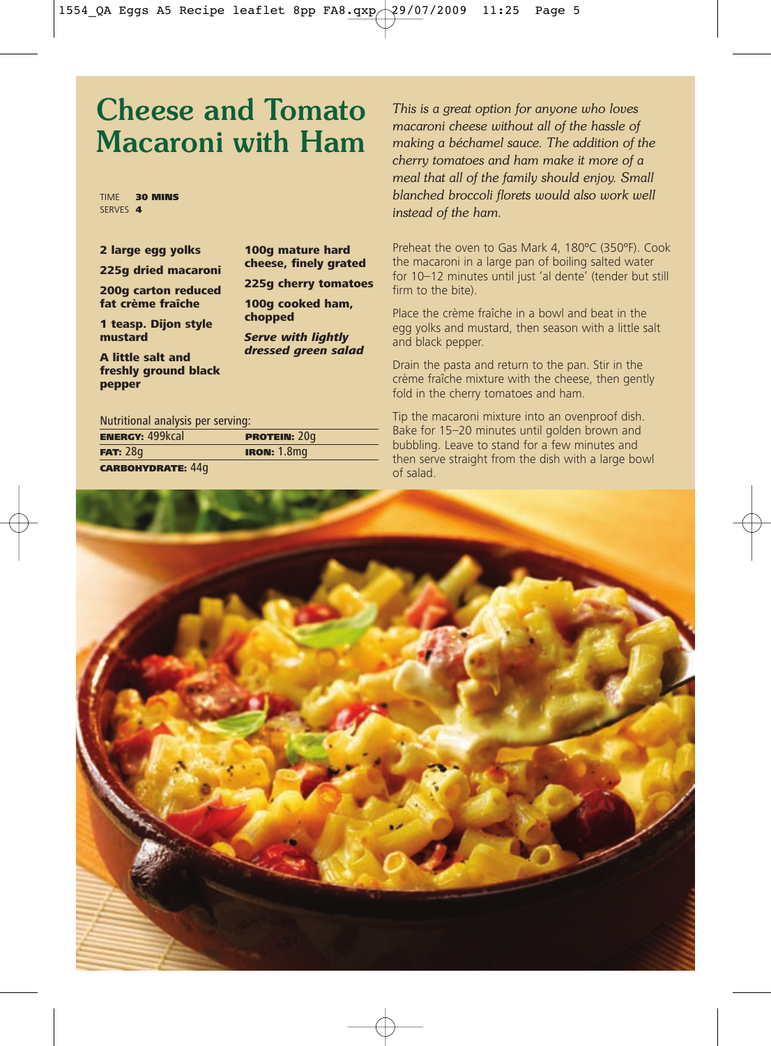# Cheese and Tomato Macaroni with Ham

TIME **30 MINS**
SERVES **4**

*This is a great option for anyone who loves macaroni cheese without all of the hassle of making a béchamel sauce. The addition of the cherry tomatoes and ham make it more of a meal that all of the family should enjoy. Small blanched broccoli florets would also work well instead of the ham.*

**2 large egg yolks**

**225g dried macaroni**

**200g carton reduced fat crème fraîche**

**1 teasp. Dijon style mustard**

**A little salt and freshly ground black pepper**

**100g mature hard cheese, finely grated**

**225g cherry tomatoes**

**100g cooked ham, chopped**

***Serve with lightly dressed green salad***

Nutritional analysis per serving:

| | |
|---|---|
| **ENERGY:** 499kcal | **PROTEIN:** 20g |
| **FAT:** 28g | **IRON:** 1.8mg |
| **CARBOHYDRATE:** 44g | |

Preheat the oven to Gas Mark 4, 180°C (350°F). Cook the macaroni in a large pan of boiling salted water for 10–12 minutes until just 'al dente' (tender but still firm to the bite).

Place the crème fraîche in a bowl and beat in the egg yolks and mustard, then season with a little salt and black pepper.

Drain the pasta and return to the pan. Stir in the crème fraîche mixture with the cheese, then gently fold in the cherry tomatoes and ham.

Tip the macaroni mixture into an ovenproof dish. Bake for 15–20 minutes until golden brown and bubbling. Leave to stand for a few minutes and then serve straight from the dish with a large bowl of salad.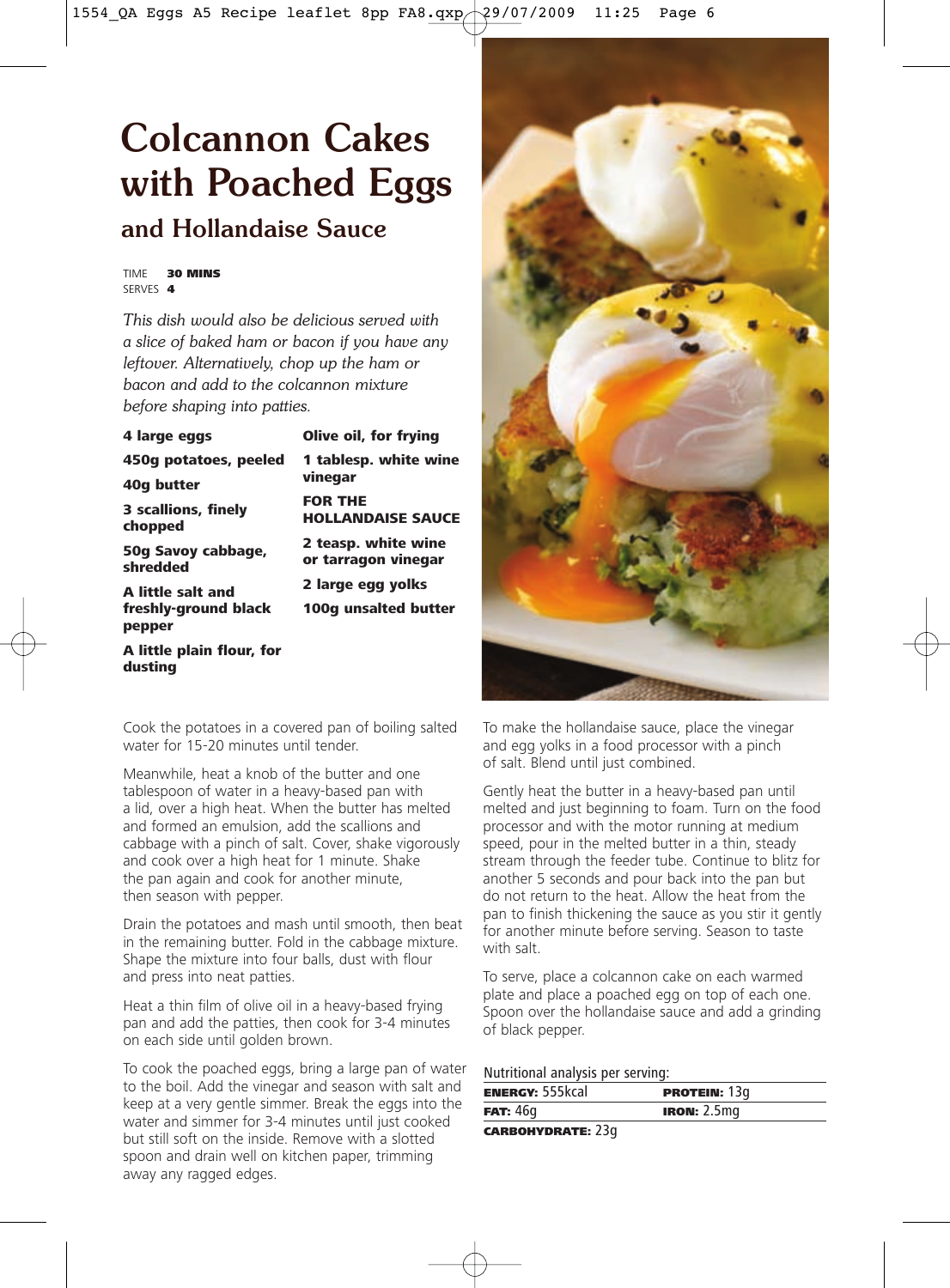# Colcannon Cakes with Poached Eggs

## and Hollandaise Sauce

TIME **30 MINS**
SERVES **4**

*This dish would also be delicious served with a slice of baked ham or bacon if you have any leftover. Alternatively, chop up the ham or bacon and add to the colcannon mixture before shaping into patties.*

**4 large eggs**

**450g potatoes, peeled**

**40g butter**

**3 scallions, finely chopped**

**50g Savoy cabbage, shredded**

**A little salt and freshly-ground black pepper**

**A little plain flour, for dusting**

**Olive oil, for frying**

**1 tablesp. white wine vinegar**

**FOR THE HOLLANDAISE SAUCE**

**2 teasp. white wine or tarragon vinegar**

**2 large egg yolks**

**100g unsalted butter**

Cook the potatoes in a covered pan of boiling salted water for 15-20 minutes until tender.

Meanwhile, heat a knob of the butter and one tablespoon of water in a heavy-based pan with a lid, over a high heat. When the butter has melted and formed an emulsion, add the scallions and cabbage with a pinch of salt. Cover, shake vigorously and cook over a high heat for 1 minute. Shake the pan again and cook for another minute, then season with pepper.

Drain the potatoes and mash until smooth, then beat in the remaining butter. Fold in the cabbage mixture. Shape the mixture into four balls, dust with flour and press into neat patties.

Heat a thin film of olive oil in a heavy-based frying pan and add the patties, then cook for 3-4 minutes on each side until golden brown.

To cook the poached eggs, bring a large pan of water to the boil. Add the vinegar and season with salt and keep at a very gentle simmer. Break the eggs into the water and simmer for 3-4 minutes until just cooked but still soft on the inside. Remove with a slotted spoon and drain well on kitchen paper, trimming away any ragged edges.

To make the hollandaise sauce, place the vinegar and egg yolks in a food processor with a pinch of salt. Blend until just combined.

Gently heat the butter in a heavy-based pan until melted and just beginning to foam. Turn on the food processor and with the motor running at medium speed, pour in the melted butter in a thin, steady stream through the feeder tube. Continue to blitz for another 5 seconds and pour back into the pan but do not return to the heat. Allow the heat from the pan to finish thickening the sauce as you stir it gently for another minute before serving. Season to taste with salt.

To serve, place a colcannon cake on each warmed plate and place a poached egg on top of each one. Spoon over the hollandaise sauce and add a grinding of black pepper.

Nutritional analysis per serving:

| | |
|---|---|
| **ENERGY:** 555kcal | **PROTEIN:** 13g |
| **FAT:** 46g | **IRON:** 2.5mg |
| **CARBOHYDRATE:** 23g | |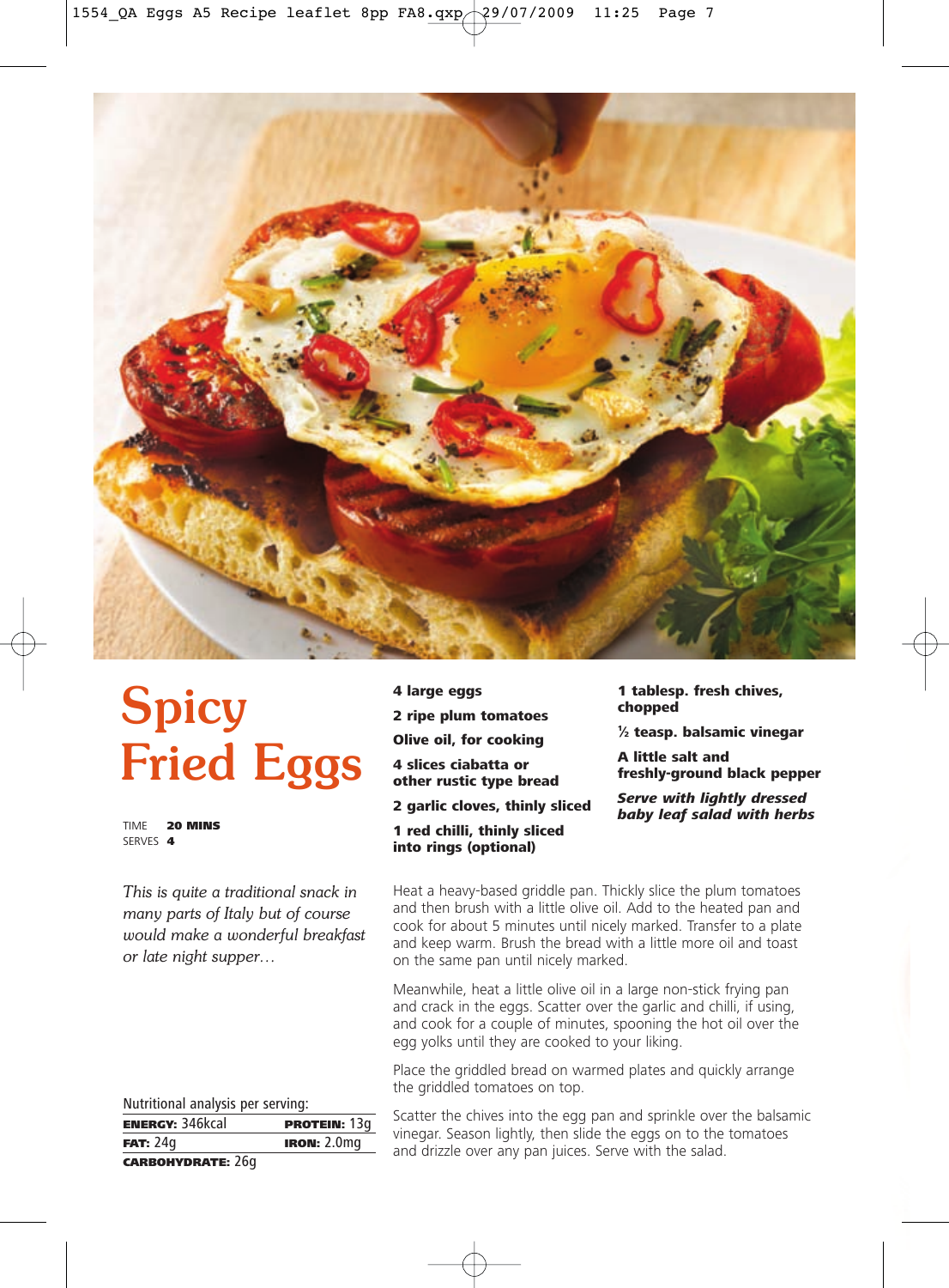# Spicy Fried Eggs

TIME **20 MINS**
SERVES **4**

*This is quite a traditional snack in many parts of Italy but of course would make a wonderful breakfast or late night supper…*

**4 large eggs**

**2 ripe plum tomatoes**

**Olive oil, for cooking**

**4 slices ciabatta or other rustic type bread**

**2 garlic cloves, thinly sliced**

**1 red chilli, thinly sliced into rings (optional)**

**1 tablesp. fresh chives, chopped**

**½ teasp. balsamic vinegar**

**A little salt and freshly-ground black pepper**

***Serve with lightly dressed baby leaf salad with herbs***

Heat a heavy-based griddle pan. Thickly slice the plum tomatoes and then brush with a little olive oil. Add to the heated pan and cook for about 5 minutes until nicely marked. Transfer to a plate and keep warm. Brush the bread with a little more oil and toast on the same pan until nicely marked.

Meanwhile, heat a little olive oil in a large non-stick frying pan and crack in the eggs. Scatter over the garlic and chilli, if using, and cook for a couple of minutes, spooning the hot oil over the egg yolks until they are cooked to your liking.

Place the griddled bread on warmed plates and quickly arrange the griddled tomatoes on top.

Scatter the chives into the egg pan and sprinkle over the balsamic vinegar. Season lightly, then slide the eggs on to the tomatoes and drizzle over any pan juices. Serve with the salad.

Nutritional analysis per serving:

| | |
|---|---|
| **ENERGY:** 346kcal | **PROTEIN:** 13g |
| **FAT:** 24g | **IRON:** 2.0mg |
| **CARBOHYDRATE:** 26g | |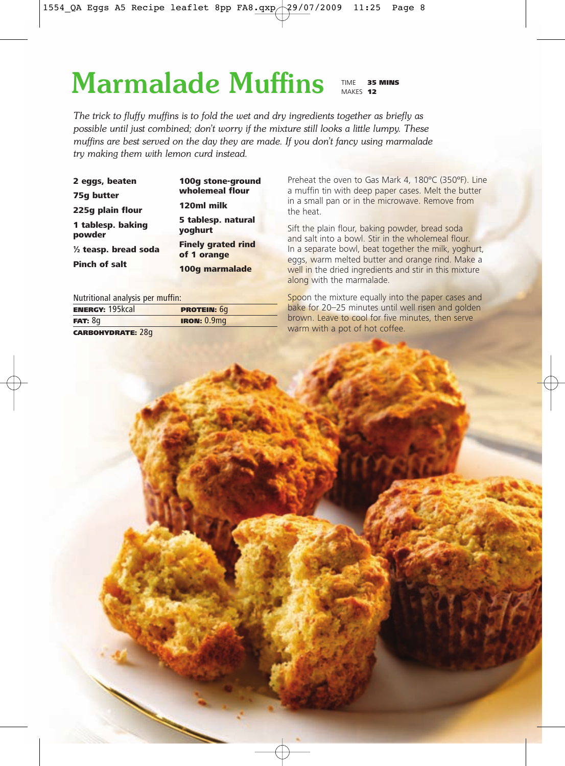# Marmalade Muffins

TIME **35 MINS**
MAKES **12**

*The trick to fluffy muffins is to fold the wet and dry ingredients together as briefly as possible until just combined; don't worry if the mixture still looks a little lumpy. These muffins are best served on the day they are made. If you don't fancy using marmalade try making them with lemon curd instead.*

**2 eggs, beaten**

**75g butter**

**225g plain flour**

**1 tablesp. baking powder**

**½ teasp. bread soda**

**Pinch of salt**

**100g stone-ground wholemeal flour**

**120ml milk**

**5 tablesp. natural yoghurt**

**Finely grated rind of 1 orange**

**100g marmalade**

Nutritional analysis per muffin:

| | |
|---|---|
| **ENERGY:** 195kcal | **PROTEIN:** 6g |
| **FAT:** 8g | **IRON:** 0.9mg |
| **CARBOHYDRATE:** 28g | |

Preheat the oven to Gas Mark 4, 180°C (350°F). Line a muffin tin with deep paper cases. Melt the butter in a small pan or in the microwave. Remove from the heat.

Sift the plain flour, baking powder, bread soda and salt into a bowl. Stir in the wholemeal flour. In a separate bowl, beat together the milk, yoghurt, eggs, warm melted butter and orange rind. Make a well in the dried ingredients and stir in this mixture along with the marmalade.

Spoon the mixture equally into the paper cases and bake for 20–25 minutes until well risen and golden brown. Leave to cool for five minutes, then serve warm with a pot of hot coffee.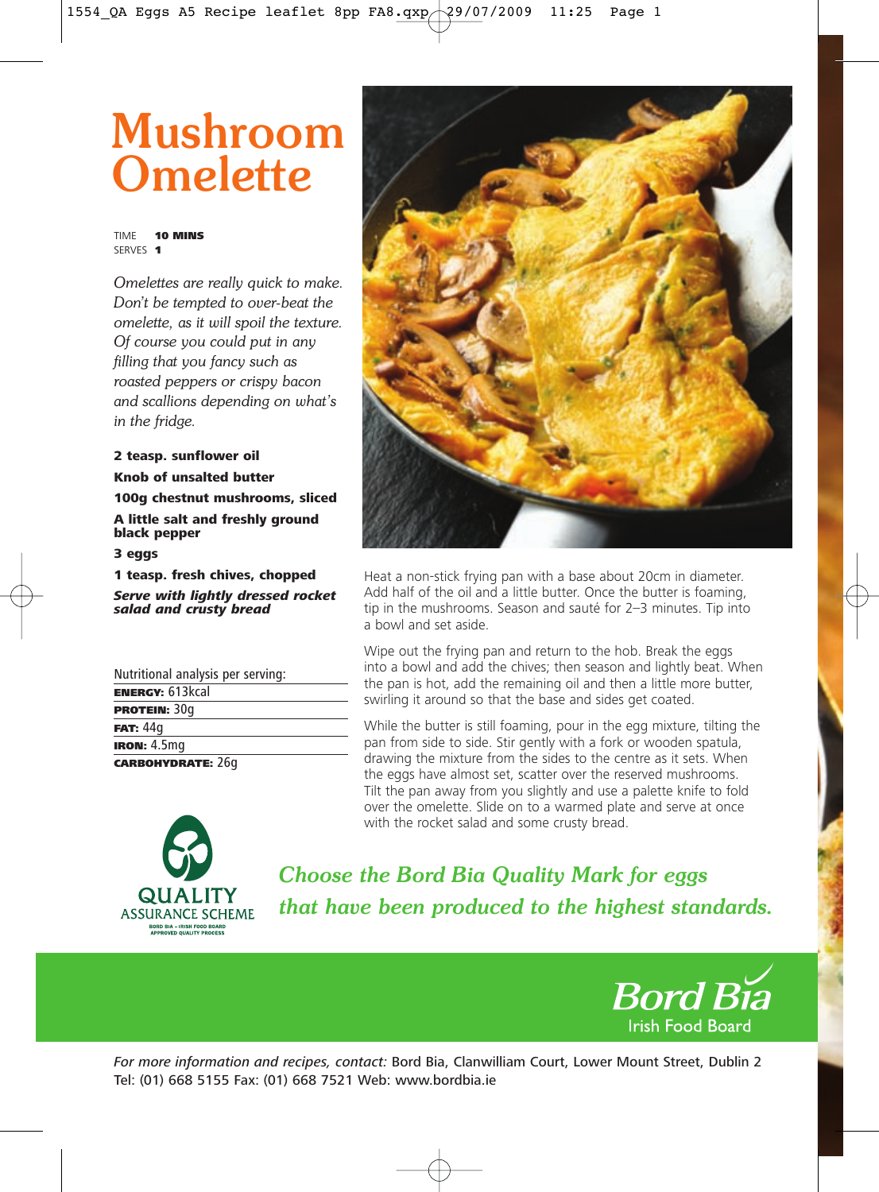# Mushroom Omelette

TIME **10 MINS**
SERVES **1**

*Omelettes are really quick to make. Don't be tempted to over-beat the omelette, as it will spoil the texture. Of course you could put in any filling that you fancy such as roasted peppers or crispy bacon and scallions depending on what's in the fridge.*

**2 teasp. sunflower oil**

**Knob of unsalted butter**

**100g chestnut mushrooms, sliced**

**A little salt and freshly ground black pepper**

**3 eggs**

**1 teasp. fresh chives, chopped**

***Serve with lightly dressed rocket salad and crusty bread***

Nutritional analysis per serving:

| | |
|---|---|
| **ENERGY:** | 613kcal |
| **PROTEIN:** | 30g |
| **FAT:** | 44g |
| **IRON:** | 4.5mg |
| **CARBOHYDRATE:** | 26g |

Heat a non-stick frying pan with a base about 20cm in diameter. Add half of the oil and a little butter. Once the butter is foaming, tip in the mushrooms. Season and sauté for 2–3 minutes. Tip into a bowl and set aside.

Wipe out the frying pan and return to the hob. Break the eggs into a bowl and add the chives; then season and lightly beat. When the pan is hot, add the remaining oil and then a little more butter, swirling it around so that the base and sides get coated.

While the butter is still foaming, pour in the egg mixture, tilting the pan from side to side. Stir gently with a fork or wooden spatula, drawing the mixture from the sides to the centre as it sets. When the eggs have almost set, scatter over the reserved mushrooms. Tilt the pan away from you slightly and use a palette knife to fold over the omelette. Slide on to a warmed plate and serve at once with the rocket salad and some crusty bread.

QUALITY ASSURANCE SCHEME
BORD BIA - IRISH FOOD BOARD APPROVED QUALITY PROCESS

*Choose the Bord Bia Quality Mark for eggs that have been produced to the highest standards.*

Bord Bia
Irish Food Board

*For more information and recipes, contact:* Bord Bia, Clanwilliam Court, Lower Mount Street, Dublin 2
Tel: (01) 668 5155 Fax: (01) 668 7521 Web: www.bordbia.ie